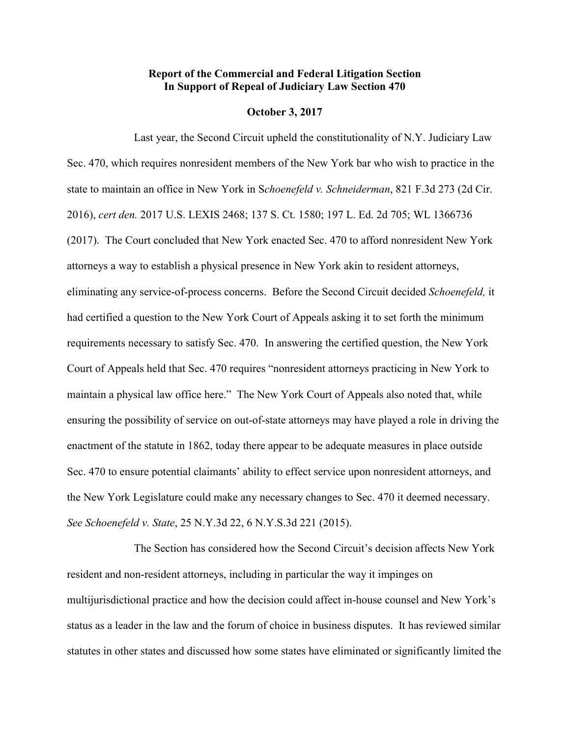**Report of the Commercial and Federal Litigation Section**
**In Support of Repeal of Judiciary Law Section 470**

**October 3, 2017**

Last year, the Second Circuit upheld the constitutionality of N.Y. Judiciary Law Sec. 470, which requires nonresident members of the New York bar who wish to practice in the state to maintain an office in New York in S*choenefeld v. Schneiderman*, 821 F.3d 273 (2d Cir. 2016), *cert den.* 2017 U.S. LEXIS 2468; 137 S. Ct. 1580; 197 L. Ed. 2d 705; WL 1366736 (2017). The Court concluded that New York enacted Sec. 470 to afford nonresident New York attorneys a way to establish a physical presence in New York akin to resident attorneys, eliminating any service-of-process concerns. Before the Second Circuit decided *Schoenefeld,* it had certified a question to the New York Court of Appeals asking it to set forth the minimum requirements necessary to satisfy Sec. 470. In answering the certified question, the New York Court of Appeals held that Sec. 470 requires "nonresident attorneys practicing in New York to maintain a physical law office here." The New York Court of Appeals also noted that, while ensuring the possibility of service on out-of-state attorneys may have played a role in driving the enactment of the statute in 1862, today there appear to be adequate measures in place outside Sec. 470 to ensure potential claimants' ability to effect service upon nonresident attorneys, and the New York Legislature could make any necessary changes to Sec. 470 it deemed necessary. *See Schoenefeld v. State*, 25 N.Y.3d 22, 6 N.Y.S.3d 221 (2015).

The Section has considered how the Second Circuit's decision affects New York resident and non-resident attorneys, including in particular the way it impinges on multijurisdictional practice and how the decision could affect in-house counsel and New York's status as a leader in the law and the forum of choice in business disputes. It has reviewed similar statutes in other states and discussed how some states have eliminated or significantly limited the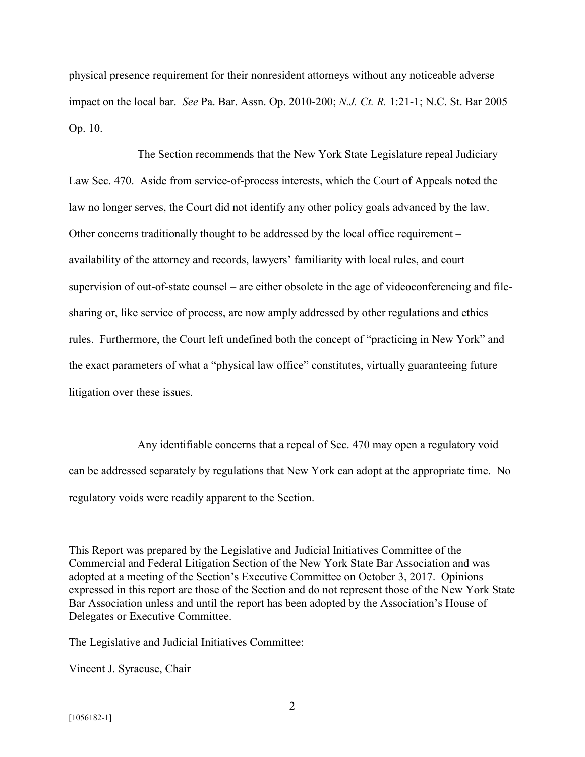physical presence requirement for their nonresident attorneys without any noticeable adverse impact on the local bar. *See* Pa. Bar. Assn. Op. 2010-200; *N.J. Ct. R.* 1:21-1; N.C. St. Bar 2005 Op. 10.

The Section recommends that the New York State Legislature repeal Judiciary Law Sec. 470. Aside from service-of-process interests, which the Court of Appeals noted the law no longer serves, the Court did not identify any other policy goals advanced by the law. Other concerns traditionally thought to be addressed by the local office requirement – availability of the attorney and records, lawyers' familiarity with local rules, and court supervision of out-of-state counsel – are either obsolete in the age of videoconferencing and file-sharing or, like service of process, are now amply addressed by other regulations and ethics rules. Furthermore, the Court left undefined both the concept of "practicing in New York" and the exact parameters of what a "physical law office" constitutes, virtually guaranteeing future litigation over these issues.

Any identifiable concerns that a repeal of Sec. 470 may open a regulatory void can be addressed separately by regulations that New York can adopt at the appropriate time. No regulatory voids were readily apparent to the Section.

This Report was prepared by the Legislative and Judicial Initiatives Committee of the Commercial and Federal Litigation Section of the New York State Bar Association and was adopted at a meeting of the Section's Executive Committee on October 3, 2017. Opinions expressed in this report are those of the Section and do not represent those of the New York State Bar Association unless and until the report has been adopted by the Association's House of Delegates or Executive Committee.

The Legislative and Judicial Initiatives Committee:

Vincent J. Syracuse, Chair

[1056182-1]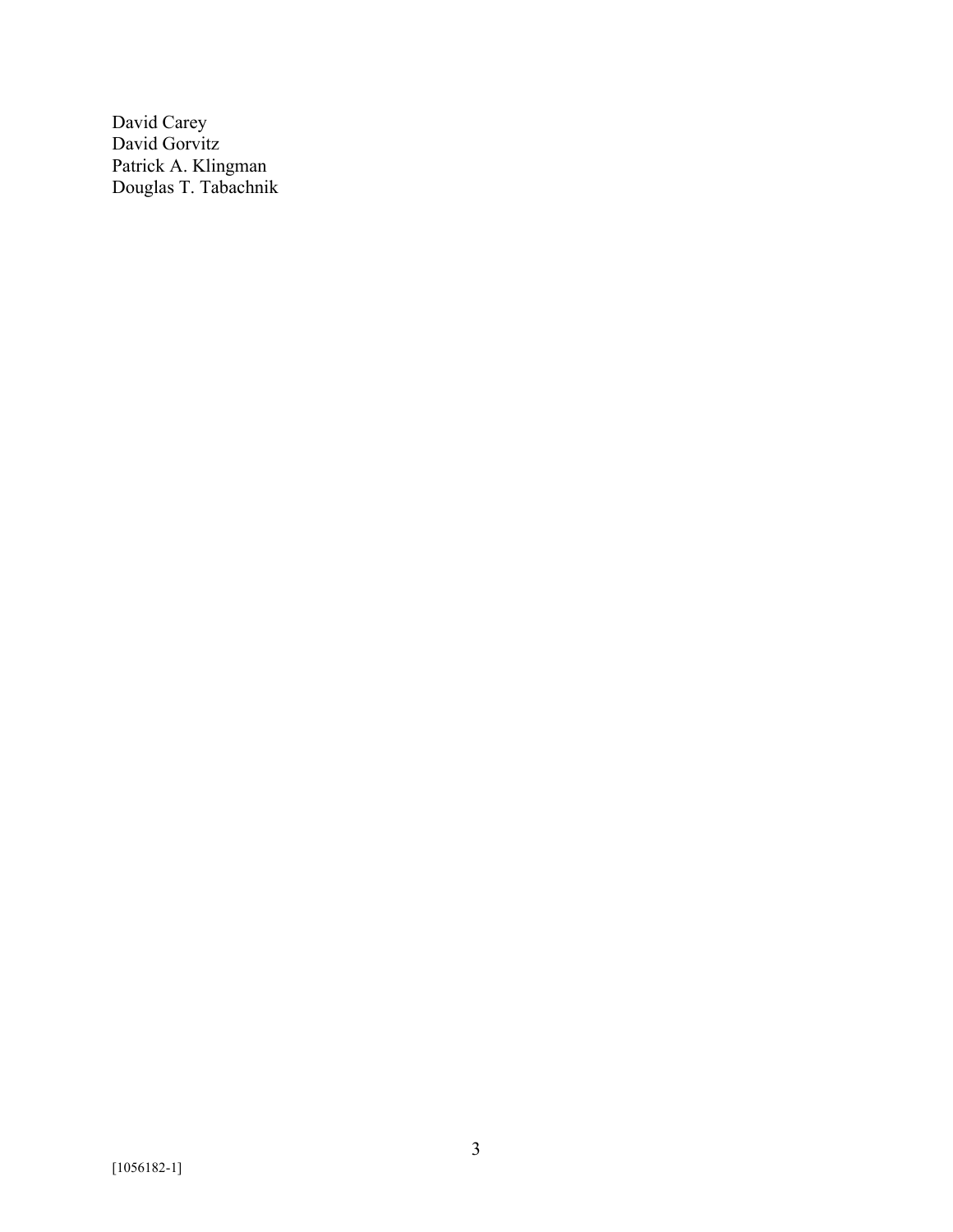David Carey
David Gorvitz
Patrick A. Klingman
Douglas T. Tabachnik

[1056182-1]